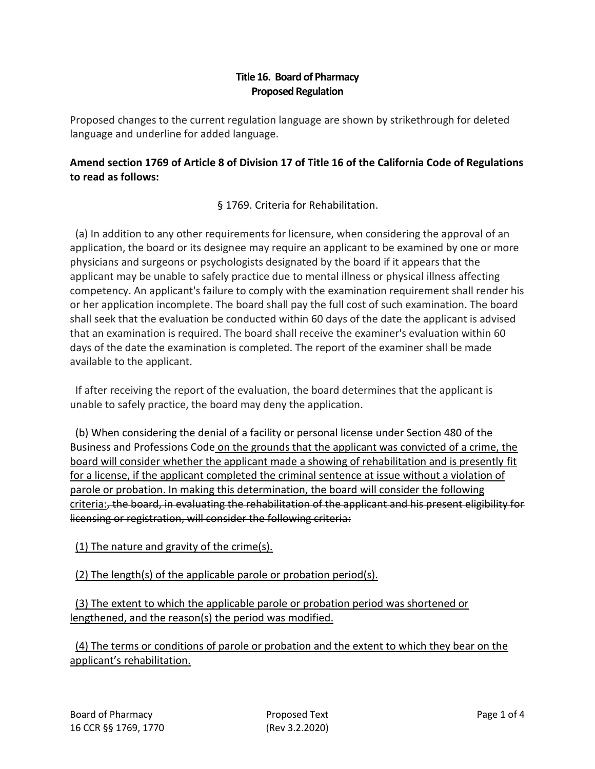**Title 16. Board of Pharmacy**
**Proposed Regulation**

Proposed changes to the current regulation language are shown by strikethrough for deleted language and underline for added language.

**Amend section 1769 of Article 8 of Division 17 of Title 16 of the California Code of Regulations to read as follows:**

§ 1769. Criteria for Rehabilitation.

(a) In addition to any other requirements for licensure, when considering the approval of an application, the board or its designee may require an applicant to be examined by one or more physicians and surgeons or psychologists designated by the board if it appears that the applicant may be unable to safely practice due to mental illness or physical illness affecting competency. An applicant's failure to comply with the examination requirement shall render his or her application incomplete. The board shall pay the full cost of such examination. The board shall seek that the evaluation be conducted within 60 days of the date the applicant is advised that an examination is required. The board shall receive the examiner's evaluation within 60 days of the date the examination is completed. The report of the examiner shall be made available to the applicant.

If after receiving the report of the evaluation, the board determines that the applicant is unable to safely practice, the board may deny the application.

(b) When considering the denial of a facility or personal license under Section 480 of the Business and Professions Code <u>on the grounds that the applicant was convicted of a crime, the board will consider whether the applicant made a showing of rehabilitation and is presently fit for a license, if the applicant completed the criminal sentence at issue without a violation of parole or probation. In making this determination, the board will consider the following criteria:</u>~~, the board, in evaluating the rehabilitation of the applicant and his present eligibility for licensing or registration, will consider the following criteria:~~

<u>(1) The nature and gravity of the crime(s).</u>

<u>(2) The length(s) of the applicable parole or probation period(s).</u>

<u>(3) The extent to which the applicable parole or probation period was shortened or lengthened, and the reason(s) the period was modified.</u>

<u>(4) The terms or conditions of parole or probation and the extent to which they bear on the applicant's rehabilitation.</u>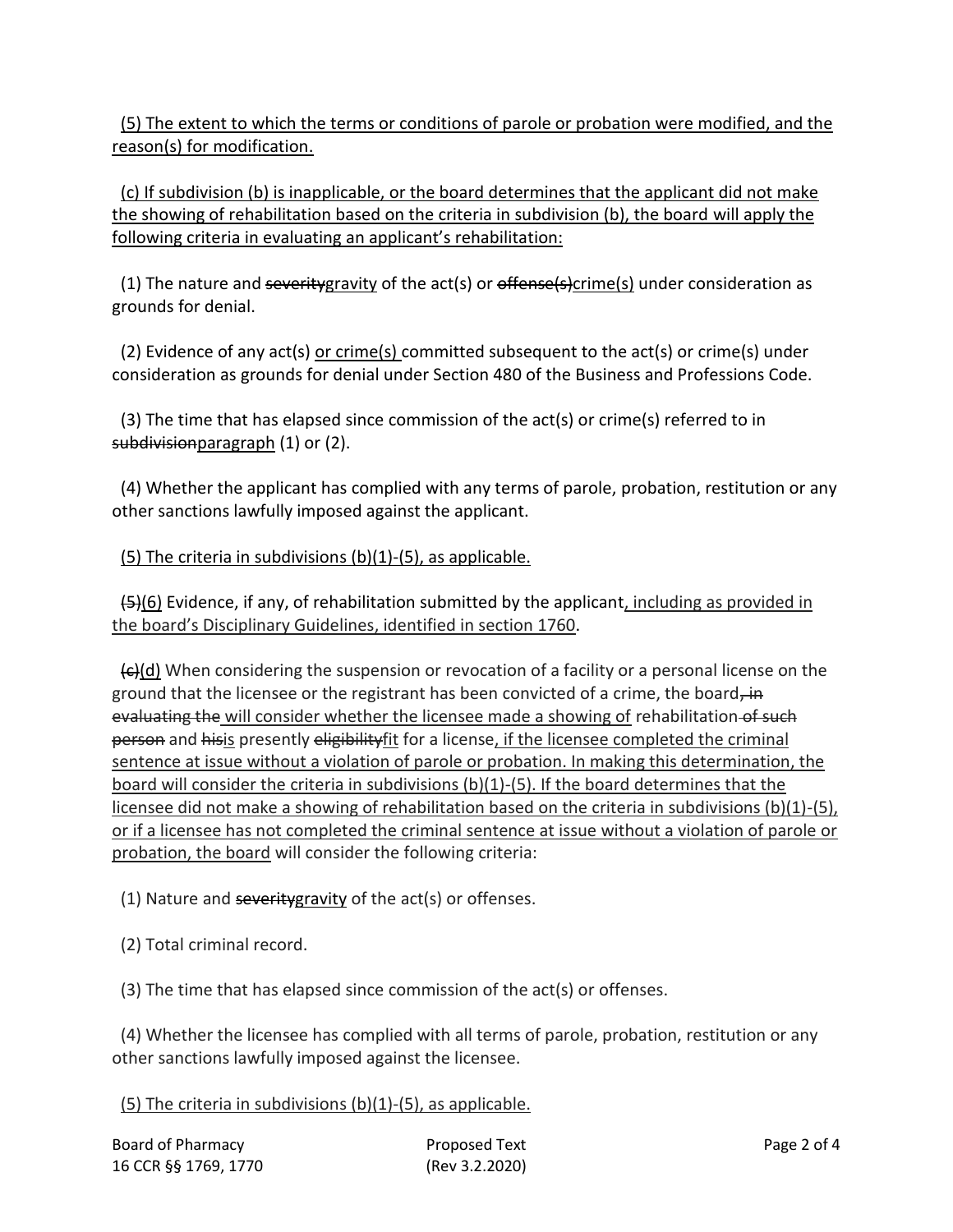<u>(5) The extent to which the terms or conditions of parole or probation were modified, and the reason(s) for modification.</u>

<u>(c) If subdivision (b) is inapplicable, or the board determines that the applicant did not make the showing of rehabilitation based on the criteria in subdivision (b), the board will apply the following criteria in evaluating an applicant's rehabilitation:</u>

(1) The nature and ~~severity~~<u>gravity</u> of the act(s) or ~~offense(s)~~<u>crime(s)</u> under consideration as grounds for denial.

(2) Evidence of any act(s) <u>or crime(s)</u> committed subsequent to the act(s) or crime(s) under consideration as grounds for denial under Section 480 of the Business and Professions Code.

(3) The time that has elapsed since commission of the act(s) or crime(s) referred to in ~~subdivision~~<u>paragraph</u> (1) or (2).

(4) Whether the applicant has complied with any terms of parole, probation, restitution or any other sanctions lawfully imposed against the applicant.

<u>(5) The criteria in subdivisions (b)(1)-(5), as applicable.</u>

~~(5)~~<u>(6)</u> Evidence, if any, of rehabilitation submitted by the applicant<u>, including as provided in the board's Disciplinary Guidelines, identified in section 1760</u>.

~~(c)~~<u>(d)</u> When considering the suspension or revocation of a facility or a personal license on the ground that the licensee or the registrant has been convicted of a crime, the board~~, in evaluating the~~ <u>will consider whether the licensee made a showing of</u> rehabilitation ~~of such person~~ and ~~his~~<u>is</u> presently ~~eligibility~~<u>fit</u> for a license<u>, if the licensee completed the criminal sentence at issue without a violation of parole or probation. In making this determination, the board will consider the criteria in subdivisions (b)(1)-(5). If the board determines that the licensee did not make a showing of rehabilitation based on the criteria in subdivisions (b)(1)-(5), or if a licensee has not completed the criminal sentence at issue without a violation of parole or probation, the board</u> will consider the following criteria:

(1) Nature and ~~severity~~<u>gravity</u> of the act(s) or offenses.

(2) Total criminal record.

(3) The time that has elapsed since commission of the act(s) or offenses.

(4) Whether the licensee has complied with all terms of parole, probation, restitution or any other sanctions lawfully imposed against the licensee.

<u>(5) The criteria in subdivisions (b)(1)-(5), as applicable.</u>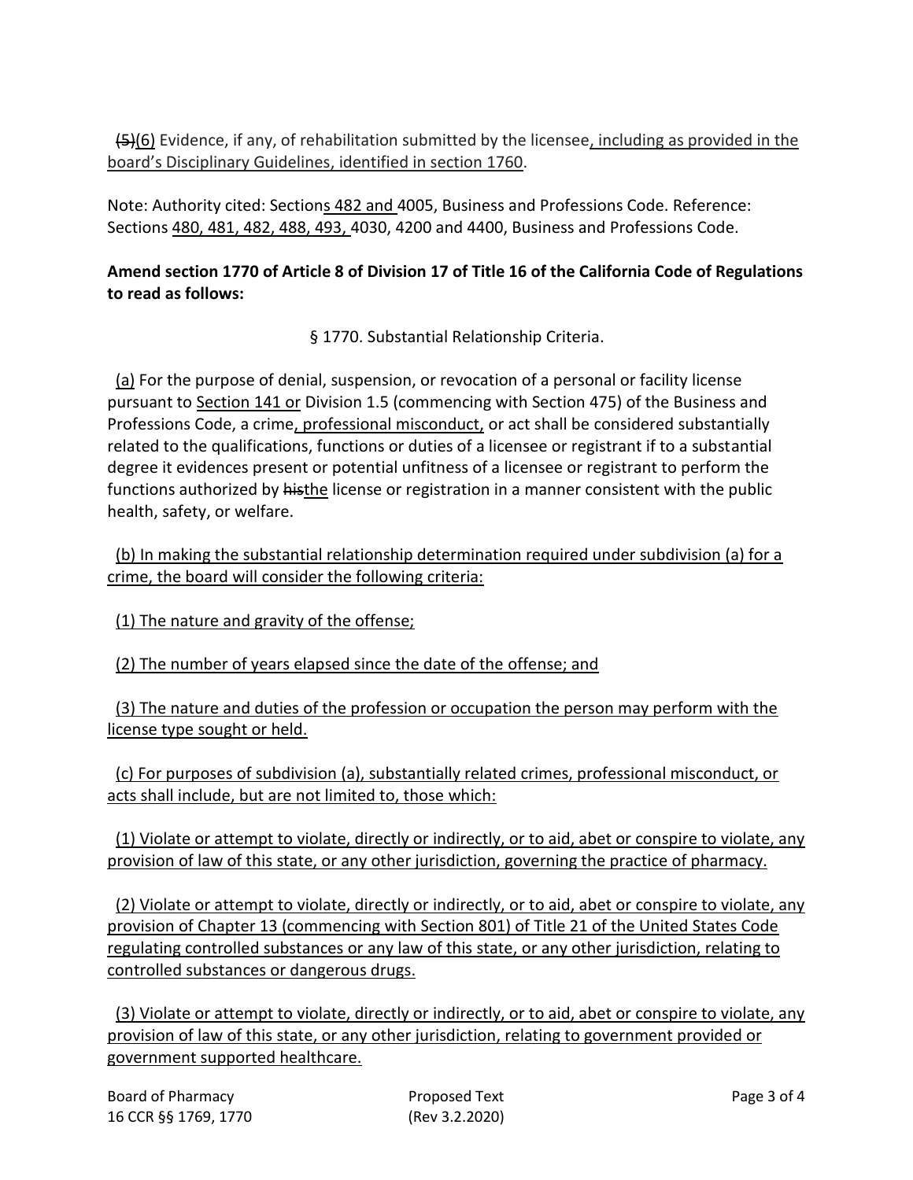~~(5)~~(6) Evidence, if any, of rehabilitation submitted by the licensee, including as provided in the board's Disciplinary Guidelines, identified in section 1760.

Note: Authority cited: Sections 482 and 4005, Business and Professions Code. Reference: Sections 480, 481, 482, 488, 493, 4030, 4200 and 4400, Business and Professions Code.

**Amend section 1770 of Article 8 of Division 17 of Title 16 of the California Code of Regulations to read as follows:**

§ 1770. Substantial Relationship Criteria.

(a) For the purpose of denial, suspension, or revocation of a personal or facility license pursuant to Section 141 or Division 1.5 (commencing with Section 475) of the Business and Professions Code, a crime, professional misconduct, or act shall be considered substantially related to the qualifications, functions or duties of a licensee or registrant if to a substantial degree it evidences present or potential unfitness of a licensee or registrant to perform the functions authorized by ~~his~~the license or registration in a manner consistent with the public health, safety, or welfare.

(b) In making the substantial relationship determination required under subdivision (a) for a crime, the board will consider the following criteria:

(1) The nature and gravity of the offense;

(2) The number of years elapsed since the date of the offense; and

(3) The nature and duties of the profession or occupation the person may perform with the license type sought or held.

(c) For purposes of subdivision (a), substantially related crimes, professional misconduct, or acts shall include, but are not limited to, those which:

(1) Violate or attempt to violate, directly or indirectly, or to aid, abet or conspire to violate, any provision of law of this state, or any other jurisdiction, governing the practice of pharmacy.

(2) Violate or attempt to violate, directly or indirectly, or to aid, abet or conspire to violate, any provision of Chapter 13 (commencing with Section 801) of Title 21 of the United States Code regulating controlled substances or any law of this state, or any other jurisdiction, relating to controlled substances or dangerous drugs.

(3) Violate or attempt to violate, directly or indirectly, or to aid, abet or conspire to violate, any provision of law of this state, or any other jurisdiction, relating to government provided or government supported healthcare.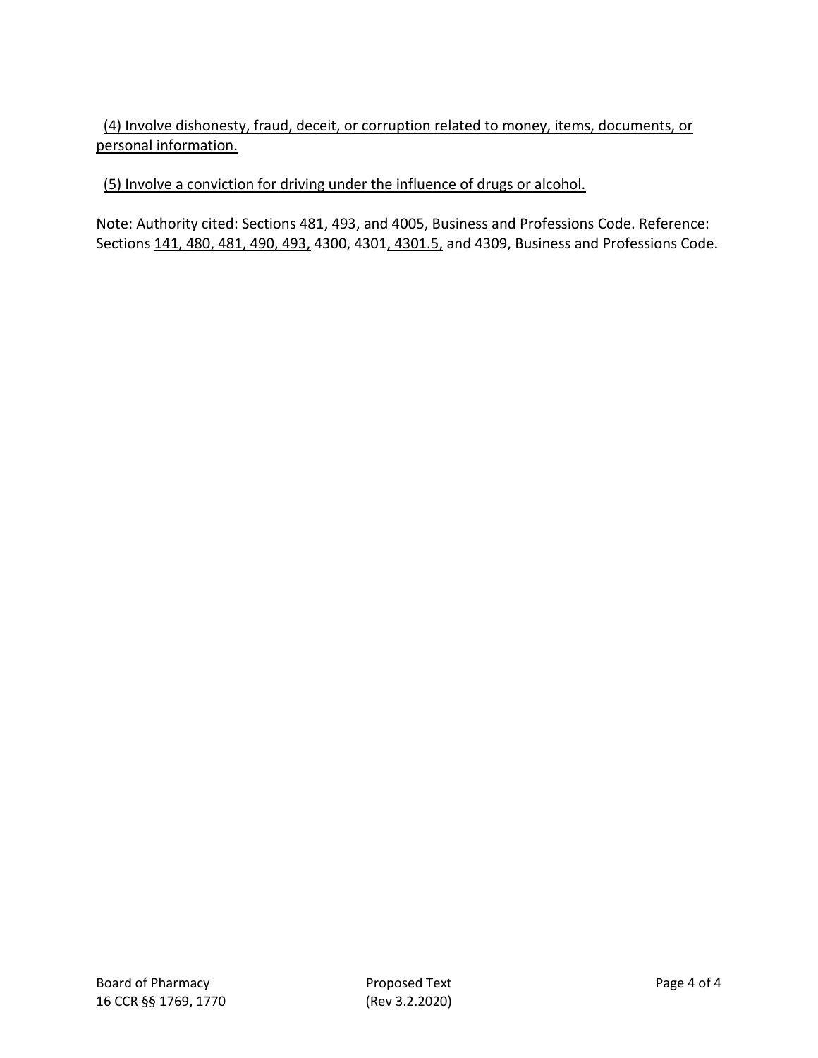(4) Involve dishonesty, fraud, deceit, or corruption related to money, items, documents, or personal information.

(5) Involve a conviction for driving under the influence of drugs or alcohol.

Note: Authority cited: Sections 481, 493, and 4005, Business and Professions Code. Reference: Sections 141, 480, 481, 490, 493, 4300, 4301, 4301.5, and 4309, Business and Professions Code.